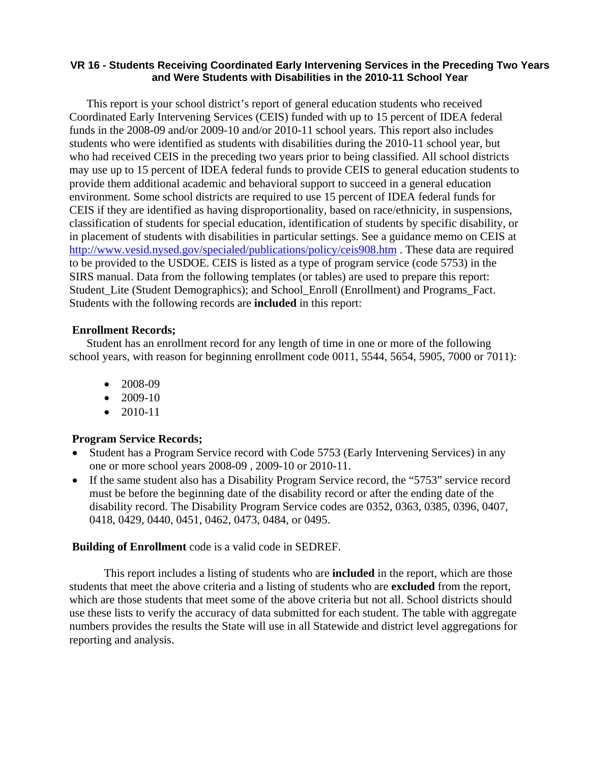### VR 16 - Students Receiving Coordinated Early Intervening Services in the Preceding Two Years and Were Students with Disabilities in the 2010-11 School Year

This report is your school district's report of general education students who received Coordinated Early Intervening Services (CEIS) funded with up to 15 percent of IDEA federal funds in the 2008-09 and/or 2009-10 and/or 2010-11 school years. This report also includes students who were identified as students with disabilities during the 2010-11 school year, but who had received CEIS in the preceding two years prior to being classified. All school districts may use up to 15 percent of IDEA federal funds to provide CEIS to general education students to provide them additional academic and behavioral support to succeed in a general education environment. Some school districts are required to use 15 percent of IDEA federal funds for CEIS if they are identified as having disproportionality, based on race/ethnicity, in suspensions, classification of students for special education, identification of students by specific disability, or in placement of students with disabilities in particular settings. See a guidance memo on CEIS at http://www.vesid.nysed.gov/specialed/publications/policy/ceis908.htm . These data are required to be provided to the USDOE. CEIS is listed as a type of program service (code 5753) in the SIRS manual. Data from the following templates (or tables) are used to prepare this report: Student_Lite (Student Demographics); and School_Enroll (Enrollment) and Programs_Fact. Students with the following records are **included** in this report:

**Enrollment Records;**

Student has an enrollment record for any length of time in one or more of the following school years, with reason for beginning enrollment code 0011, 5544, 5654, 5905, 7000 or 7011):

- 2008-09
- 2009-10
- 2010-11

**Program Service Records;**

- Student has a Program Service record with Code 5753 (Early Intervening Services) in any one or more school years 2008-09 , 2009-10 or 2010-11.
- If the same student also has a Disability Program Service record, the "5753" service record must be before the beginning date of the disability record or after the ending date of the disability record. The Disability Program Service codes are 0352, 0363, 0385, 0396, 0407, 0418, 0429, 0440, 0451, 0462, 0473, 0484, or 0495.

**Building of Enrollment** code is a valid code in SEDREF.

This report includes a listing of students who are **included** in the report, which are those students that meet the above criteria and a listing of students who are **excluded** from the report, which are those students that meet some of the above criteria but not all. School districts should use these lists to verify the accuracy of data submitted for each student. The table with aggregate numbers provides the results the State will use in all Statewide and district level aggregations for reporting and analysis.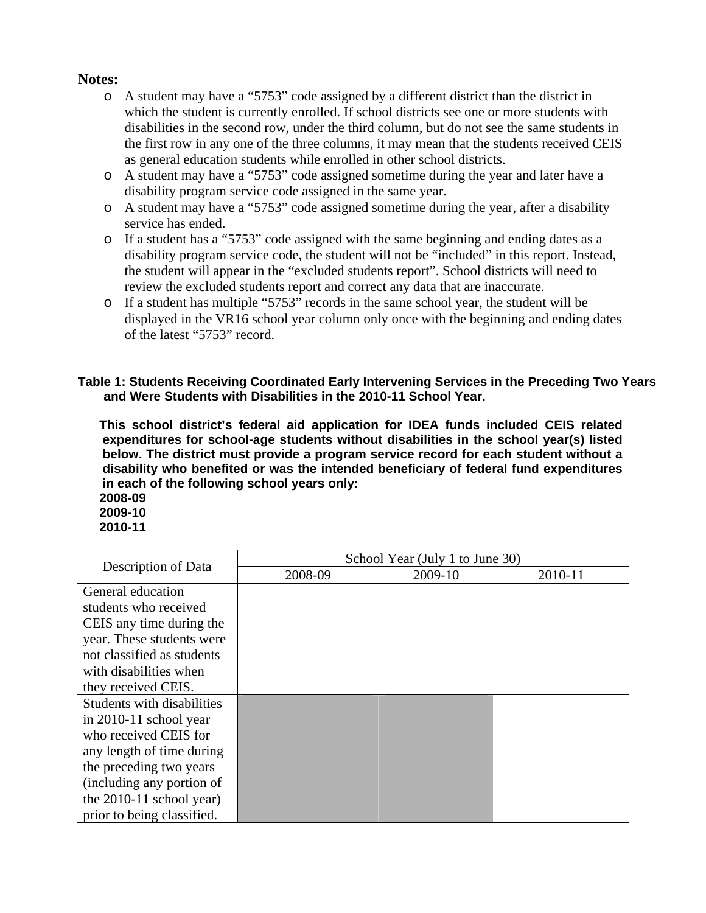**Notes:**

- A student may have a "5753" code assigned by a different district than the district in which the student is currently enrolled. If school districts see one or more students with disabilities in the second row, under the third column, but do not see the same students in the first row in any one of the three columns, it may mean that the students received CEIS as general education students while enrolled in other school districts.
- A student may have a "5753" code assigned sometime during the year and later have a disability program service code assigned in the same year.
- A student may have a "5753" code assigned sometime during the year, after a disability service has ended.
- If a student has a "5753" code assigned with the same beginning and ending dates as a disability program service code, the student will not be "included" in this report. Instead, the student will appear in the "excluded students report". School districts will need to review the excluded students report and correct any data that are inaccurate.
- If a student has multiple "5753" records in the same school year, the student will be displayed in the VR16 school year column only once with the beginning and ending dates of the latest "5753" record.

**Table 1: Students Receiving Coordinated Early Intervening Services in the Preceding Two Years and Were Students with Disabilities in the 2010-11 School Year.**

**This school district's federal aid application for IDEA funds included CEIS related expenditures for school-age students without disabilities in the school year(s) listed below. The district must provide a program service record for each student without a disability who benefited or was the intended beneficiary of federal fund expenditures in each of the following school years only:**
**2008-09**
**2009-10**
**2010-11**

| Description of Data | School Year (July 1 to June 30) | | |
|---|---|---|---|
| | 2008-09 | 2009-10 | 2010-11 |
| General education students who received CEIS any time during the year. These students were not classified as students with disabilities when they received CEIS. | | | |
| Students with disabilities in 2010-11 school year who received CEIS for any length of time during the preceding two years (including any portion of the 2010-11 school year) prior to being classified. | | | |